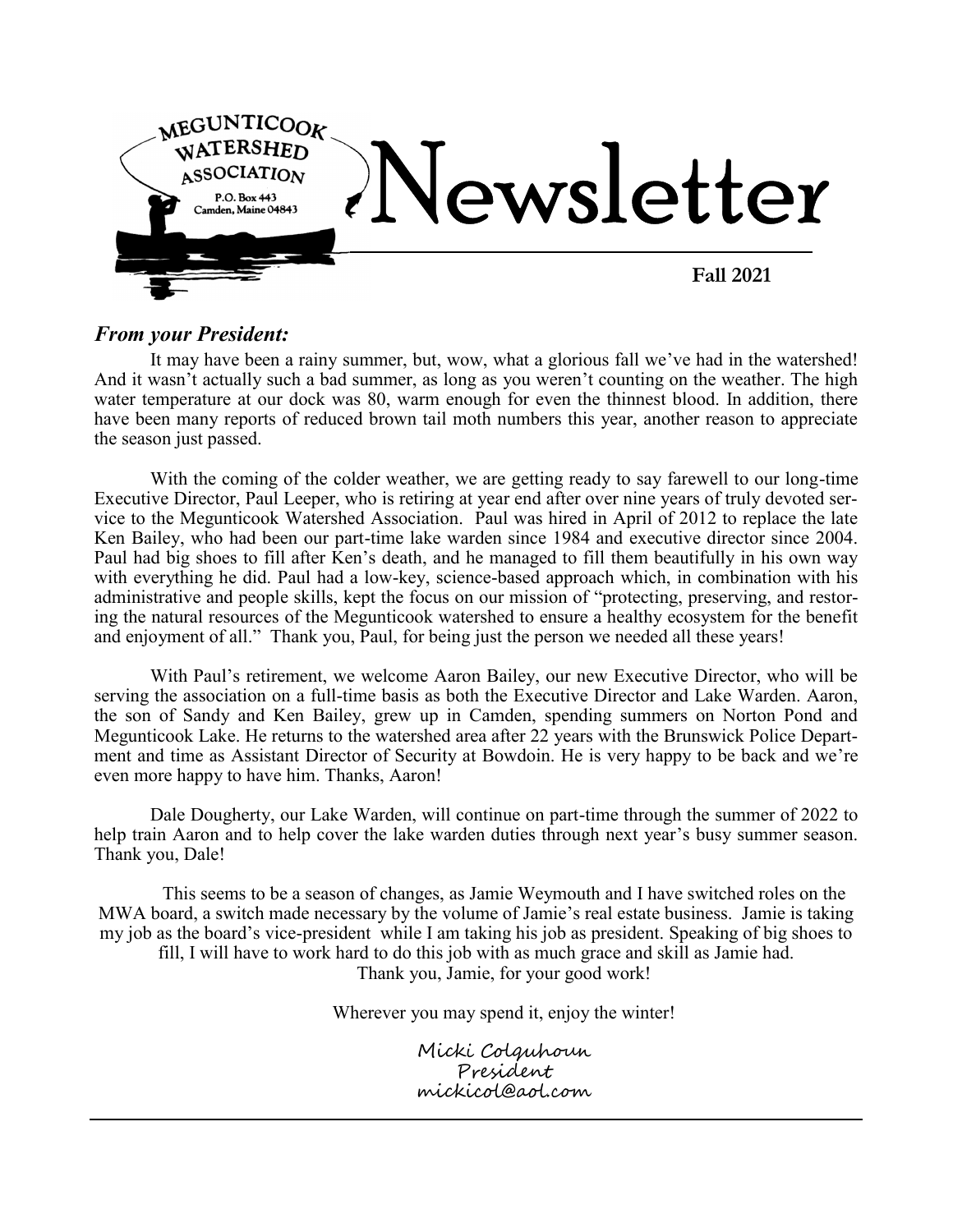MEGUNTICOOK WATERSHED ASSOCIATION
P.O. Box 443
Camden, Maine 04843

# Newsletter

**Fall 2021**

## *From your President:*

It may have been a rainy summer, but, wow, what a glorious fall we've had in the watershed! And it wasn't actually such a bad summer, as long as you weren't counting on the weather. The high water temperature at our dock was 80, warm enough for even the thinnest blood. In addition, there have been many reports of reduced brown tail moth numbers this year, another reason to appreciate the season just passed.

With the coming of the colder weather, we are getting ready to say farewell to our long-time Executive Director, Paul Leeper, who is retiring at year end after over nine years of truly devoted service to the Megunticook Watershed Association. Paul was hired in April of 2012 to replace the late Ken Bailey, who had been our part-time lake warden since 1984 and executive director since 2004. Paul had big shoes to fill after Ken's death, and he managed to fill them beautifully in his own way with everything he did. Paul had a low-key, science-based approach which, in combination with his administrative and people skills, kept the focus on our mission of "protecting, preserving, and restoring the natural resources of the Megunticook watershed to ensure a healthy ecosystem for the benefit and enjoyment of all." Thank you, Paul, for being just the person we needed all these years!

With Paul's retirement, we welcome Aaron Bailey, our new Executive Director, who will be serving the association on a full-time basis as both the Executive Director and Lake Warden. Aaron, the son of Sandy and Ken Bailey, grew up in Camden, spending summers on Norton Pond and Megunticook Lake. He returns to the watershed area after 22 years with the Brunswick Police Department and time as Assistant Director of Security at Bowdoin. He is very happy to be back and we're even more happy to have him. Thanks, Aaron!

Dale Dougherty, our Lake Warden, will continue on part-time through the summer of 2022 to help train Aaron and to help cover the lake warden duties through next year's busy summer season. Thank you, Dale!

This seems to be a season of changes, as Jamie Weymouth and I have switched roles on the MWA board, a switch made necessary by the volume of Jamie's real estate business. Jamie is taking my job as the board's vice-president while I am taking his job as president. Speaking of big shoes to fill, I will have to work hard to do this job with as much grace and skill as Jamie had. Thank you, Jamie, for your good work!

Wherever you may spend it, enjoy the winter!

Micki Colquhoun
President
mickicol@aol.com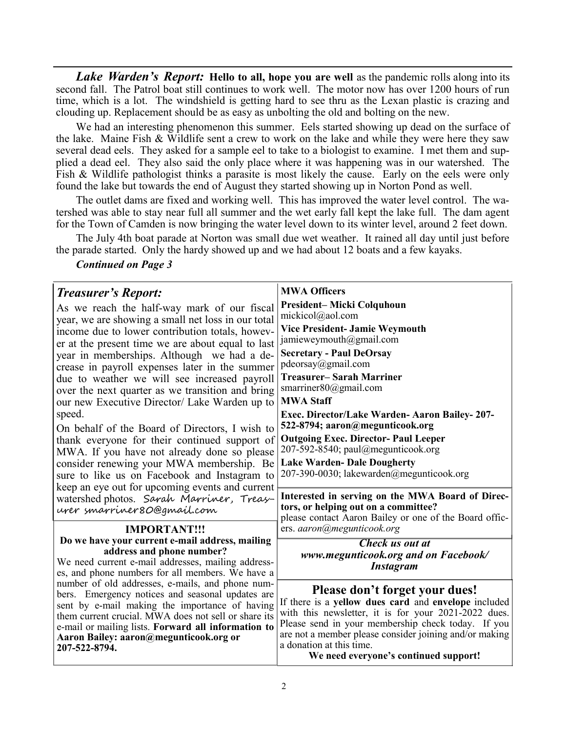***Lake Warden's Report:*** **Hello to all, hope you are well** as the pandemic rolls along into its second fall. The Patrol boat still continues to work well. The motor now has over 1200 hours of run time, which is a lot. The windshield is getting hard to see thru as the Lexan plastic is crazing and clouding up. Replacement should be as easy as unbolting the old and bolting on the new.

We had an interesting phenomenon this summer. Eels started showing up dead on the surface of the lake. Maine Fish & Wildlife sent a crew to work on the lake and while they were here they saw several dead eels. They asked for a sample eel to take to a biologist to examine. I met them and supplied a dead eel. They also said the only place where it was happening was in our watershed. The Fish & Wildlife pathologist thinks a parasite is most likely the cause. Early on the eels were only found the lake but towards the end of August they started showing up in Norton Pond as well.

The outlet dams are fixed and working well. This has improved the water level control. The watershed was able to stay near full all summer and the wet early fall kept the lake full. The dam agent for the Town of Camden is now bringing the water level down to its winter level, around 2 feet down.

The July 4th boat parade at Norton was small due wet weather. It rained all day until just before the parade started. Only the hardy showed up and we had about 12 boats and a few kayaks.

***Continued on Page 3***

## *Treasurer's Report:*

As we reach the half-way mark of our fiscal year, we are showing a small net loss in our total income due to lower contribution totals, however at the present time we are about equal to last year in memberships. Although we had a decrease in payroll expenses later in the summer due to weather we will see increased payroll over the next quarter as we transition and bring our new Executive Director/ Lake Warden up to speed.

On behalf of the Board of Directors, I wish to thank everyone for their continued support of MWA. If you have not already done so please consider renewing your MWA membership. Be sure to like us on Facebook and Instagram to keep an eye out for upcoming events and current watershed photos. Sarah Marriner, Treasurer smarriner80@gmail.com

### IMPORTANT!!!

**Do we have your current e-mail address, mailing address and phone number?**

We need current e-mail addresses, mailing addresses, and phone numbers for all members. We have a number of old addresses, e-mails, and phone numbers. Emergency notices and seasonal updates are sent by e-mail making the importance of having them current crucial. MWA does not sell or share its e-mail or mailing lists. **Forward all information to Aaron Bailey: aaron@megunticook.org or 207-522-8794.**

**MWA Officers**

**President– Micki Colquhoun**
mickicol@aol.com

**Vice President- Jamie Weymouth**
jamieweymouth@gmail.com

**Secretary - Paul DeOrsay**
pdeorsay@gmail.com

**Treasurer– Sarah Marriner**
smarriner80@gmail.com

**MWA Staff**

**Exec. Director/Lake Warden- Aaron Bailey- 207-522-8794; aaron@megunticook.org**

**Outgoing Exec. Director- Paul Leeper**
207-592-8540; paul@megunticook.org

**Lake Warden- Dale Dougherty**
207-390-0030; lakewarden@megunticook.org

**Interested in serving on the MWA Board of Directors, or helping out on a committee?**
please contact Aaron Bailey or one of the Board officers. *aaron@megunticook.org*

***Check us out at www.megunticook.org and on Facebook/ Instagram***

### Please don't forget your dues!

If there is a **yellow dues card** and **envelope** included with this newsletter, it is for your 2021-2022 dues. Please send in your membership check today. If you are not a member please consider joining and/or making a donation at this time.

**We need everyone's continued support!**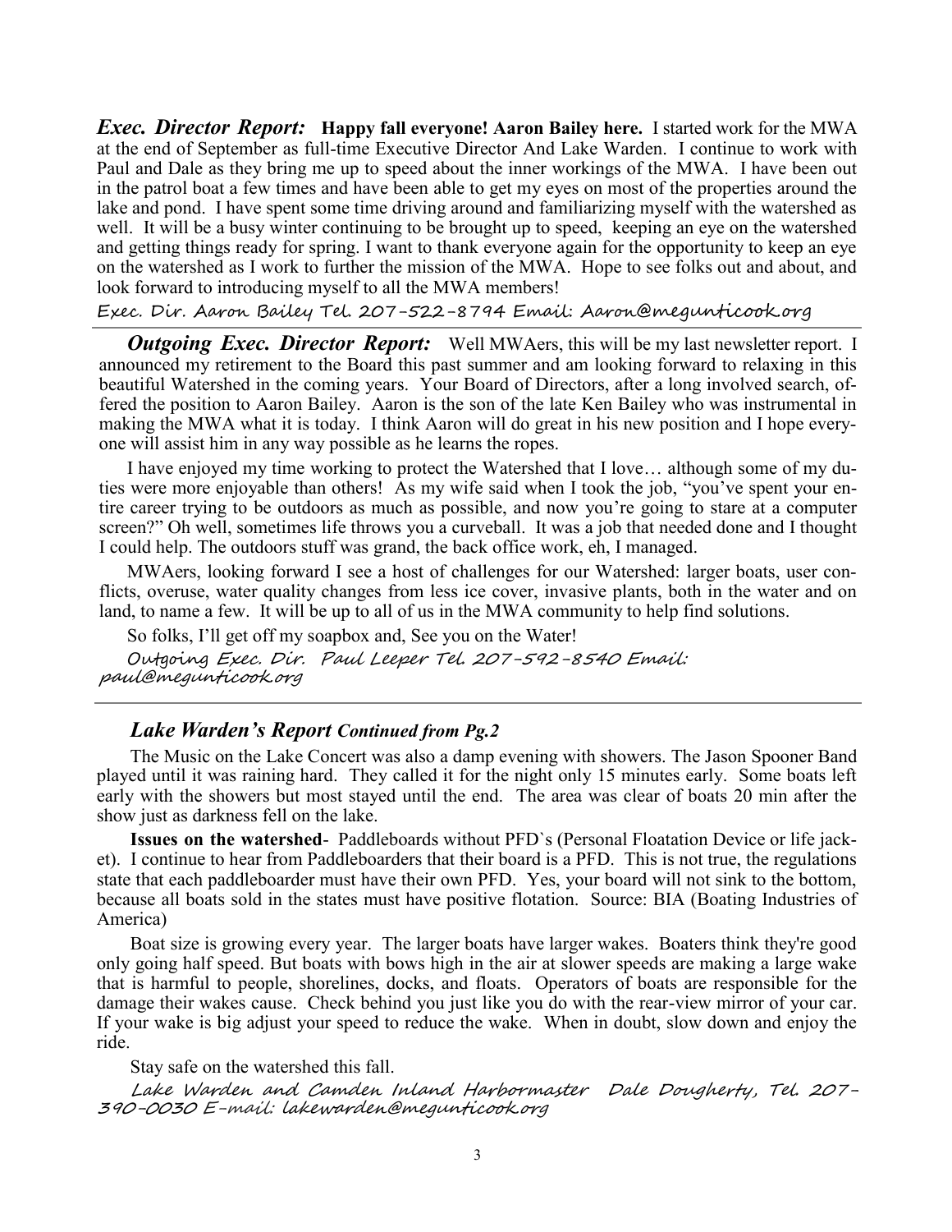***Exec. Director Report:*** **Happy fall everyone! Aaron Bailey here.** I started work for the MWA at the end of September as full-time Executive Director And Lake Warden. I continue to work with Paul and Dale as they bring me up to speed about the inner workings of the MWA. I have been out in the patrol boat a few times and have been able to get my eyes on most of the properties around the lake and pond. I have spent some time driving around and familiarizing myself with the watershed as well. It will be a busy winter continuing to be brought up to speed, keeping an eye on the watershed and getting things ready for spring. I want to thank everyone again for the opportunity to keep an eye on the watershed as I work to further the mission of the MWA. Hope to see folks out and about, and look forward to introducing myself to all the MWA members!

Exec. Dir. Aaron Bailey Tel. 207-522-8794 Email: Aaron@megunticook.org

---

***Outgoing Exec. Director Report:*** Well MWAers, this will be my last newsletter report. I announced my retirement to the Board this past summer and am looking forward to relaxing in this beautiful Watershed in the coming years. Your Board of Directors, after a long involved search, offered the position to Aaron Bailey. Aaron is the son of the late Ken Bailey who was instrumental in making the MWA what it is today. I think Aaron will do great in his new position and I hope everyone will assist him in any way possible as he learns the ropes.

I have enjoyed my time working to protect the Watershed that I love… although some of my duties were more enjoyable than others! As my wife said when I took the job, "you've spent your entire career trying to be outdoors as much as possible, and now you're going to stare at a computer screen?" Oh well, sometimes life throws you a curveball. It was a job that needed done and I thought I could help. The outdoors stuff was grand, the back office work, eh, I managed.

MWAers, looking forward I see a host of challenges for our Watershed: larger boats, user conflicts, overuse, water quality changes from less ice cover, invasive plants, both in the water and on land, to name a few. It will be up to all of us in the MWA community to help find solutions.

So folks, I'll get off my soapbox and, See you on the Water!

Outgoing Exec. Dir. Paul Leeper Tel. 207-592-8540 Email: paul@megunticook.org

---

***Lake Warden's Report** Continued from Pg.2*

The Music on the Lake Concert was also a damp evening with showers. The Jason Spooner Band played until it was raining hard. They called it for the night only 15 minutes early. Some boats left early with the showers but most stayed until the end. The area was clear of boats 20 min after the show just as darkness fell on the lake.

**Issues on the watershed**- Paddleboards without PFD`s (Personal Floatation Device or life jacket). I continue to hear from Paddleboarders that their board is a PFD. This is not true, the regulations state that each paddleboarder must have their own PFD. Yes, your board will not sink to the bottom, because all boats sold in the states must have positive flotation. Source: BIA (Boating Industries of America)

Boat size is growing every year. The larger boats have larger wakes. Boaters think they're good only going half speed. But boats with bows high in the air at slower speeds are making a large wake that is harmful to people, shorelines, docks, and floats. Operators of boats are responsible for the damage their wakes cause. Check behind you just like you do with the rear-view mirror of your car. If your wake is big adjust your speed to reduce the wake. When in doubt, slow down and enjoy the ride.

Stay safe on the watershed this fall.

Lake Warden and Camden Inland Harbormaster Dale Dougherty, Tel. 207-390-0030 E-mail: lakewarden@megunticook.org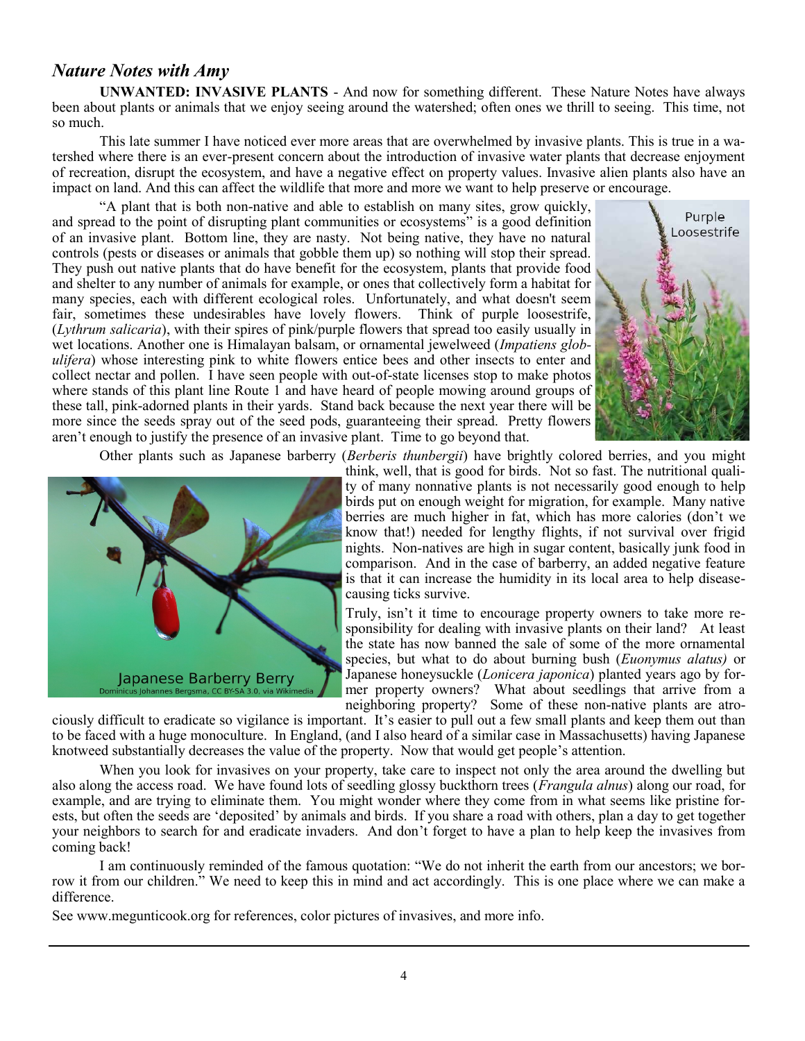### *Nature Notes with Amy*

**UNWANTED: INVASIVE PLANTS** - And now for something different. These Nature Notes have always been about plants or animals that we enjoy seeing around the watershed; often ones we thrill to seeing. This time, not so much.

This late summer I have noticed ever more areas that are overwhelmed by invasive plants. This is true in a watershed where there is an ever-present concern about the introduction of invasive water plants that decrease enjoyment of recreation, disrupt the ecosystem, and have a negative effect on property values. Invasive alien plants also have an impact on land. And this can affect the wildlife that more and more we want to help preserve or encourage.

"A plant that is both non-native and able to establish on many sites, grow quickly, and spread to the point of disrupting plant communities or ecosystems" is a good definition of an invasive plant. Bottom line, they are nasty. Not being native, they have no natural controls (pests or diseases or animals that gobble them up) so nothing will stop their spread. They push out native plants that do have benefit for the ecosystem, plants that provide food and shelter to any number of animals for example, or ones that collectively form a habitat for many species, each with different ecological roles. Unfortunately, and what doesn't seem fair, sometimes these undesirables have lovely flowers. Think of purple loosestrife, (*Lythrum salicaria*), with their spires of pink/purple flowers that spread too easily usually in wet locations. Another one is Himalayan balsam, or ornamental jewelweed (*Impatiens glob-ulifera*) whose interesting pink to white flowers entice bees and other insects to enter and collect nectar and pollen. I have seen people with out-of-state licenses stop to make photos where stands of this plant line Route 1 and have heard of people mowing around groups of these tall, pink-adorned plants in their yards. Stand back because the next year there will be more since the seeds spray out of the seed pods, guaranteeing their spread. Pretty flowers aren't enough to justify the presence of an invasive plant. Time to go beyond that.

Purple Loosestrife

Other plants such as Japanese barberry (*Berberis thunbergii*) have brightly colored berries, and you might think, well, that is good for birds. Not so fast. The nutritional quality of many nonnative plants is not necessarily good enough to help birds put on enough weight for migration, for example. Many native berries are much higher in fat, which has more calories (don't we know that!) needed for lengthy flights, if not survival over frigid nights. Non-natives are high in sugar content, basically junk food in comparison. And in the case of barberry, an added negative feature is that it can increase the humidity in its local area to help disease-causing ticks survive.

Japanese Barberry Berry
Dominicus Johannes Bergsma, CC BY-SA 3.0, via Wikimedia

Truly, isn't it time to encourage property owners to take more responsibility for dealing with invasive plants on their land? At least the state has now banned the sale of some of the more ornamental species, but what to do about burning bush (*Euonymus alatus)* or Japanese honeysuckle (*Lonicera japonica*) planted years ago by former property owners? What about seedlings that arrive from a neighboring property? Some of these non-native plants are atrociously difficult to eradicate so vigilance is important. It's easier to pull out a few small plants and keep them out than to be faced with a huge monoculture. In England, (and I also heard of a similar case in Massachusetts) having Japanese knotweed substantially decreases the value of the property. Now that would get people's attention.

When you look for invasives on your property, take care to inspect not only the area around the dwelling but also along the access road. We have found lots of seedling glossy buckthorn trees (*Frangula alnus*) along our road, for example, and are trying to eliminate them. You might wonder where they come from in what seems like pristine forests, but often the seeds are 'deposited' by animals and birds. If you share a road with others, plan a day to get together your neighbors to search for and eradicate invaders. And don't forget to have a plan to help keep the invasives from coming back!

I am continuously reminded of the famous quotation: "We do not inherit the earth from our ancestors; we borrow it from our children." We need to keep this in mind and act accordingly. This is one place where we can make a difference.

See www.megunticook.org for references, color pictures of invasives, and more info.